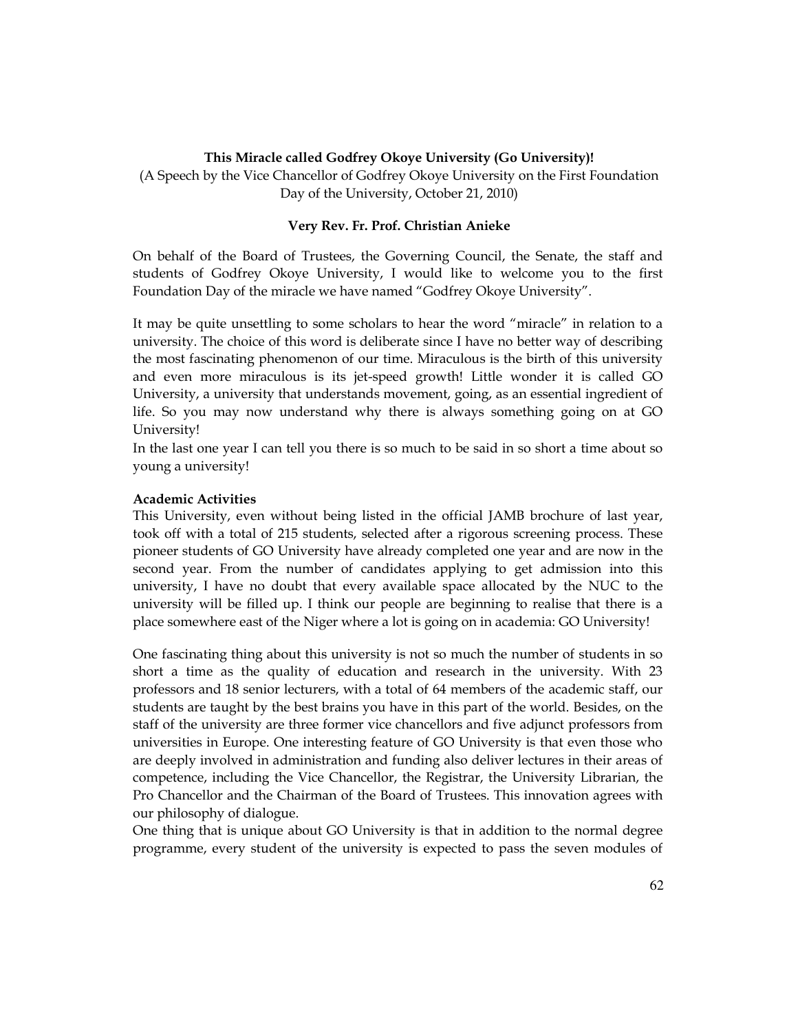# This Miracle called Godfrey Okoye University (Go University)!

(A Speech by the Vice Chancellor of Godfrey Okoye University on the First Foundation Day of the University, October 21, 2010)

**Very Rev. Fr. Prof. Christian Anieke**

On behalf of the Board of Trustees, the Governing Council, the Senate, the staff and students of Godfrey Okoye University, I would like to welcome you to the first Foundation Day of the miracle we have named "Godfrey Okoye University".

It may be quite unsettling to some scholars to hear the word "miracle" in relation to a university. The choice of this word is deliberate since I have no better way of describing the most fascinating phenomenon of our time. Miraculous is the birth of this university and even more miraculous is its jet-speed growth! Little wonder it is called GO University, a university that understands movement, going, as an essential ingredient of life. So you may now understand why there is always something going on at GO University!

In the last one year I can tell you there is so much to be said in so short a time about so young a university!

### Academic Activities

This University, even without being listed in the official JAMB brochure of last year, took off with a total of 215 students, selected after a rigorous screening process. These pioneer students of GO University have already completed one year and are now in the second year. From the number of candidates applying to get admission into this university, I have no doubt that every available space allocated by the NUC to the university will be filled up. I think our people are beginning to realise that there is a place somewhere east of the Niger where a lot is going on in academia: GO University!

One fascinating thing about this university is not so much the number of students in so short a time as the quality of education and research in the university. With 23 professors and 18 senior lecturers, with a total of 64 members of the academic staff, our students are taught by the best brains you have in this part of the world. Besides, on the staff of the university are three former vice chancellors and five adjunct professors from universities in Europe. One interesting feature of GO University is that even those who are deeply involved in administration and funding also deliver lectures in their areas of competence, including the Vice Chancellor, the Registrar, the University Librarian, the Pro Chancellor and the Chairman of the Board of Trustees. This innovation agrees with our philosophy of dialogue.

One thing that is unique about GO University is that in addition to the normal degree programme, every student of the university is expected to pass the seven modules of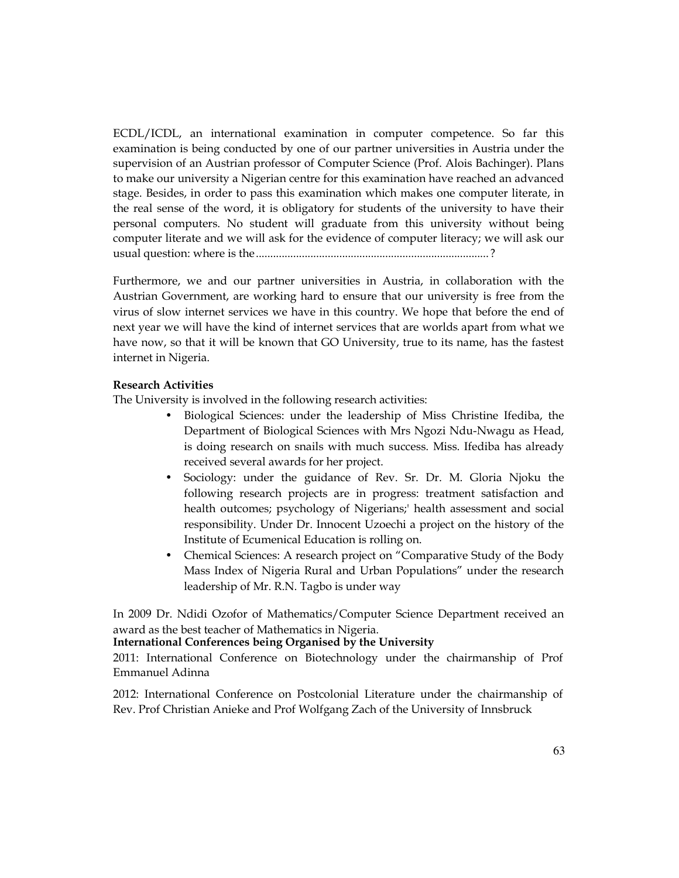ECDL/ICDL, an international examination in computer competence. So far this examination is being conducted by one of our partner universities in Austria under the supervision of an Austrian professor of Computer Science (Prof. Alois Bachinger). Plans to make our university a Nigerian centre for this examination have reached an advanced stage. Besides, in order to pass this examination which makes one computer literate, in the real sense of the word, it is obligatory for students of the university to have their personal computers. No student will graduate from this university without being computer literate and we will ask for the evidence of computer literacy; we will ask our usual question: where is the................................................................................?

Furthermore, we and our partner universities in Austria, in collaboration with the Austrian Government, are working hard to ensure that our university is free from the virus of slow internet services we have in this country. We hope that before the end of next year we will have the kind of internet services that are worlds apart from what we have now, so that it will be known that GO University, true to its name, has the fastest internet in Nigeria.

**Research Activities**

The University is involved in the following research activities:

- Biological Sciences: under the leadership of Miss Christine Ifediba, the Department of Biological Sciences with Mrs Ngozi Ndu-Nwagu as Head, is doing research on snails with much success. Miss. Ifediba has already received several awards for her project.
- Sociology: under the guidance of Rev. Sr. Dr. M. Gloria Njoku the following research projects are in progress: treatment satisfaction and health outcomes; psychology of Nigerians;' health assessment and social responsibility. Under Dr. Innocent Uzoechi a project on the history of the Institute of Ecumenical Education is rolling on.
- Chemical Sciences: A research project on "Comparative Study of the Body Mass Index of Nigeria Rural and Urban Populations" under the research leadership of Mr. R.N. Tagbo is under way

In 2009 Dr. Ndidi Ozofor of Mathematics/Computer Science Department received an award as the best teacher of Mathematics in Nigeria.

**International Conferences being Organised by the University**

2011: International Conference on Biotechnology under the chairmanship of Prof Emmanuel Adinna

2012: International Conference on Postcolonial Literature under the chairmanship of Rev. Prof Christian Anieke and Prof Wolfgang Zach of the University of Innsbruck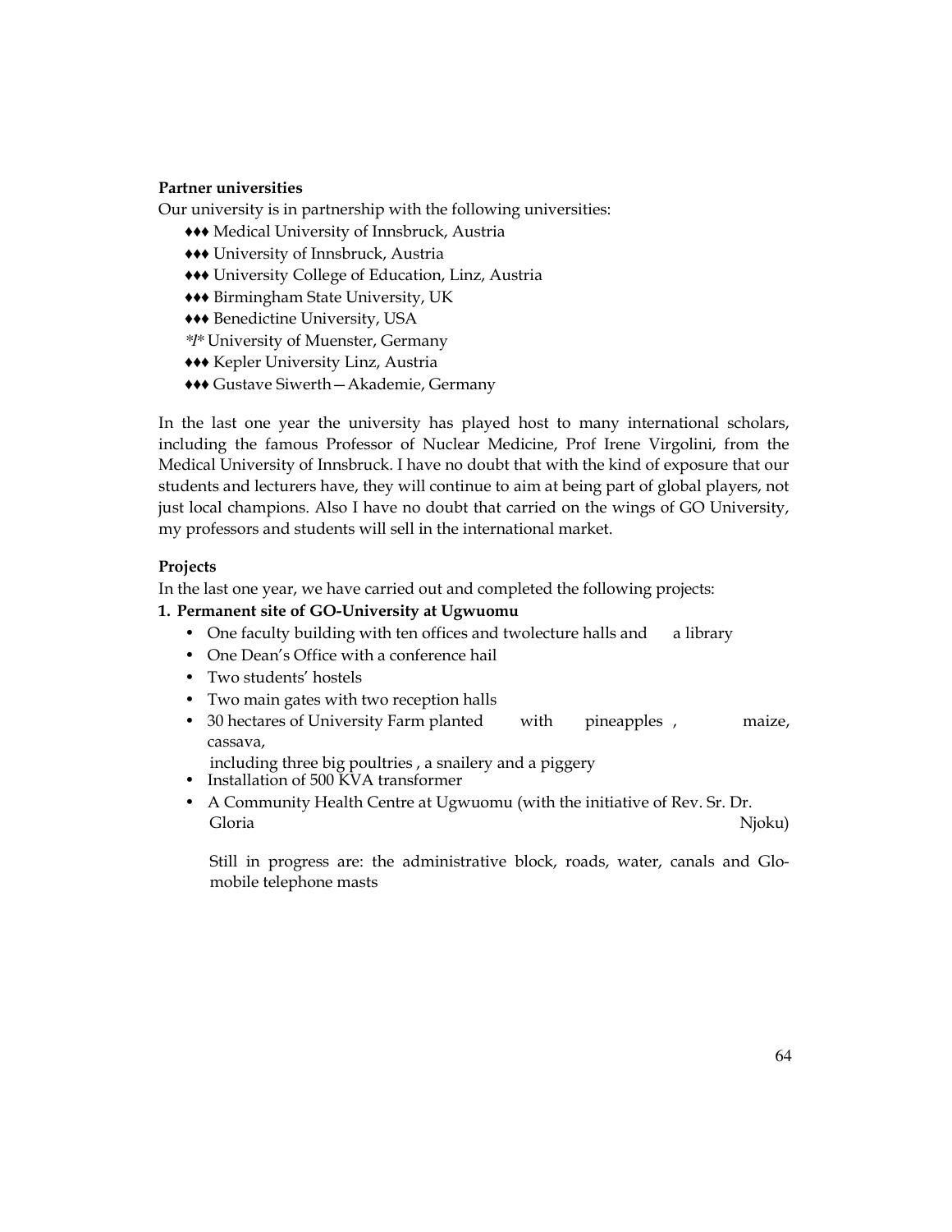**Partner universities**

Our university is in partnership with the following universities:

- ♦♦♦ Medical University of Innsbruck, Austria
- ♦♦♦ University of Innsbruck, Austria
- ♦♦♦ University College of Education, Linz, Austria
- ♦♦♦ Birmingham State University, UK
- ♦♦♦ Benedictine University, USA
- *I* University of Muenster, Germany
- ♦♦♦ Kepler University Linz, Austria
- ♦♦♦ Gustave Siwerth—Akademie, Germany

In the last one year the university has played host to many international scholars, including the famous Professor of Nuclear Medicine, Prof Irene Virgolini, from the Medical University of Innsbruck. I have no doubt that with the kind of exposure that our students and lecturers have, they will continue to aim at being part of global players, not just local champions. Also I have no doubt that carried on the wings of GO University, my professors and students will sell in the international market.

**Projects**

In the last one year, we have carried out and completed the following projects:

**1. Permanent site of GO-University at Ugwuomu**

- One faculty building with ten offices and twolecture halls and a library
- One Dean's Office with a conference hail
- Two students' hostels
- Two main gates with two reception halls
- 30 hectares of University Farm planted with pineapples , maize, cassava,
  including three big poultries , a snailery and a piggery
- Installation of 500 KVA transformer
- A Community Health Centre at Ugwuomu (with the initiative of Rev. Sr. Dr. Gloria Njoku)

Still in progress are: the administrative block, roads, water, canals and Glo-mobile telephone masts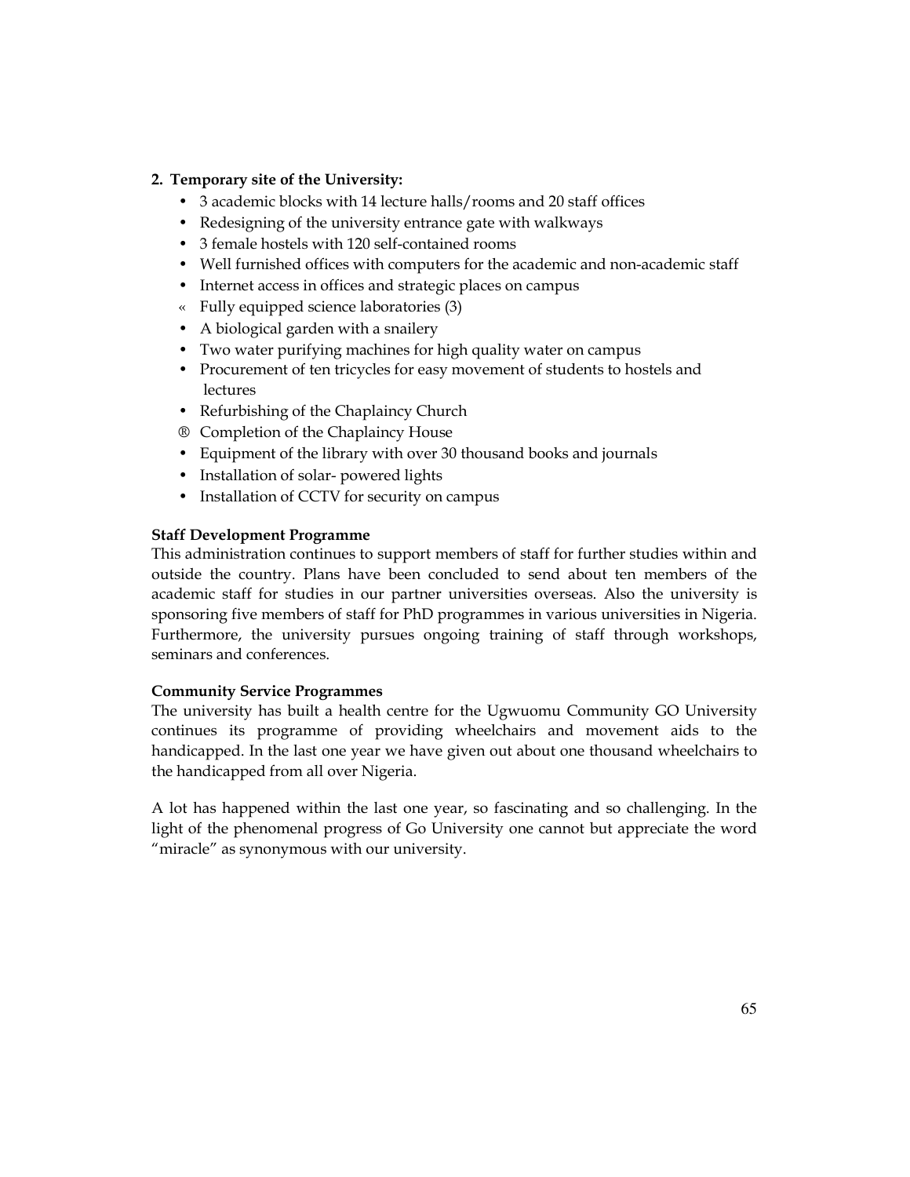**2. Temporary site of the University:**

- 3 academic blocks with 14 lecture halls/rooms and 20 staff offices
- Redesigning of the university entrance gate with walkways
- 3 female hostels with 120 self-contained rooms
- Well furnished offices with computers for the academic and non-academic staff
- Internet access in offices and strategic places on campus
- Fully equipped science laboratories (3)
- A biological garden with a snailery
- Two water purifying machines for high quality water on campus
- Procurement of ten tricycles for easy movement of students to hostels and lectures
- Refurbishing of the Chaplaincy Church
- Completion of the Chaplaincy House
- Equipment of the library with over 30 thousand books and journals
- Installation of solar- powered lights
- Installation of CCTV for security on campus

**Staff Development Programme**

This administration continues to support members of staff for further studies within and outside the country. Plans have been concluded to send about ten members of the academic staff for studies in our partner universities overseas. Also the university is sponsoring five members of staff for PhD programmes in various universities in Nigeria. Furthermore, the university pursues ongoing training of staff through workshops, seminars and conferences.

**Community Service Programmes**

The university has built a health centre for the Ugwuomu Community GO University continues its programme of providing wheelchairs and movement aids to the handicapped. In the last one year we have given out about one thousand wheelchairs to the handicapped from all over Nigeria.

A lot has happened within the last one year, so fascinating and so challenging. In the light of the phenomenal progress of Go University one cannot but appreciate the word "miracle" as synonymous with our university.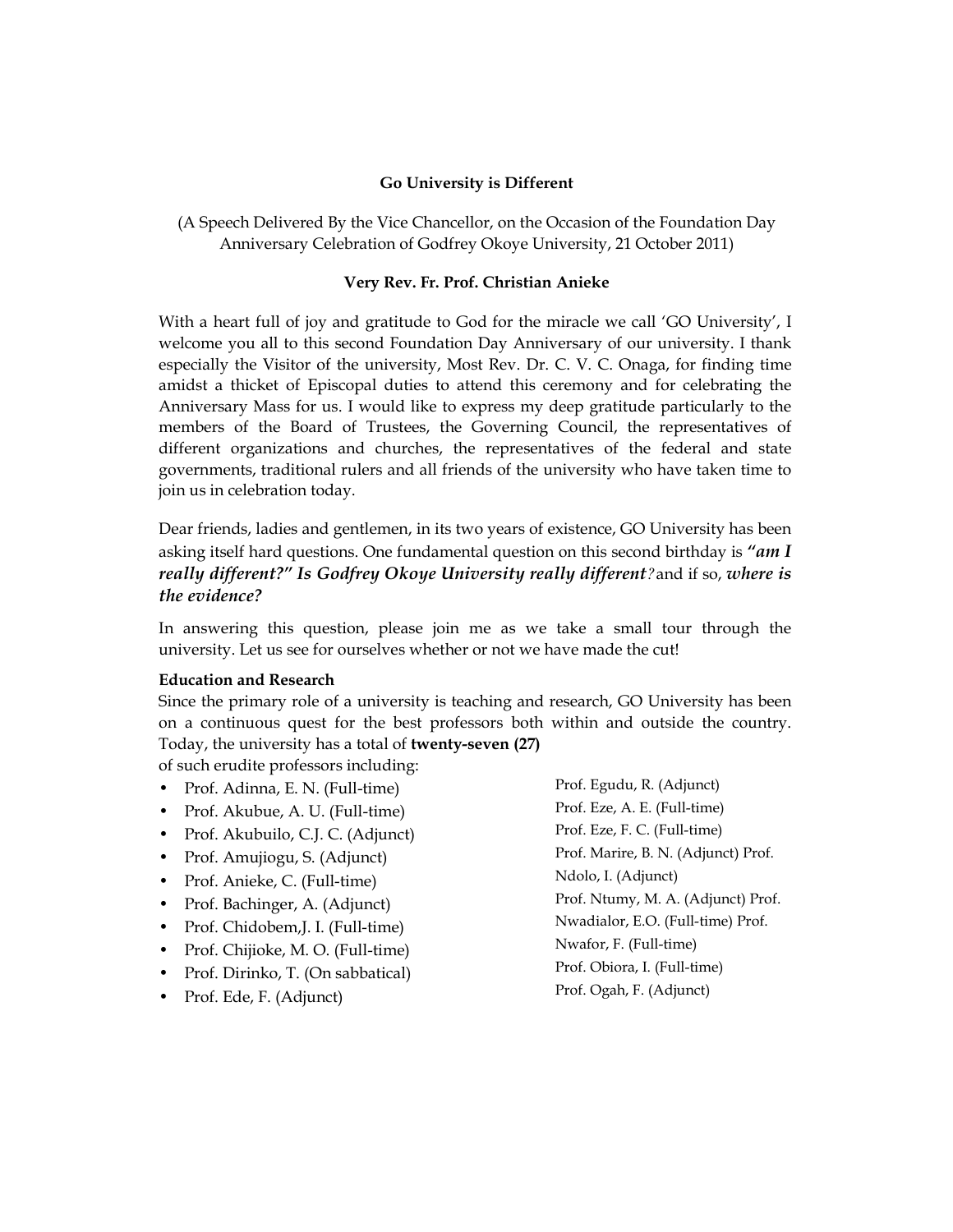**Go University is Different**

(A Speech Delivered By the Vice Chancellor, on the Occasion of the Foundation Day Anniversary Celebration of Godfrey Okoye University, 21 October 2011)

**Very Rev. Fr. Prof. Christian Anieke**

With a heart full of joy and gratitude to God for the miracle we call 'GO University', I welcome you all to this second Foundation Day Anniversary of our university. I thank especially the Visitor of the university, Most Rev. Dr. C. V. C. Onaga, for finding time amidst a thicket of Episcopal duties to attend this ceremony and for celebrating the Anniversary Mass for us. I would like to express my deep gratitude particularly to the members of the Board of Trustees, the Governing Council, the representatives of different organizations and churches, the representatives of the federal and state governments, traditional rulers and all friends of the university who have taken time to join us in celebration today.

Dear friends, ladies and gentlemen, in its two years of existence, GO University has been asking itself hard questions. One fundamental question on this second birthday is ***"am I really different?" Is Godfrey Okoye University really different****?* and if so, ***where is the evidence?***

In answering this question, please join me as we take a small tour through the university. Let us see for ourselves whether or not we have made the cut!

**Education and Research**

Since the primary role of a university is teaching and research, GO University has been on a continuous quest for the best professors both within and outside the country. Today, the university has a total of **twenty-seven (27)** of such erudite professors including:

- Prof. Adinna, E. N. (Full-time)
- Prof. Akubue, A. U. (Full-time)
- Prof. Akubuilo, C.J. C. (Adjunct)
- Prof. Amujiogu, S. (Adjunct)
- Prof. Anieke, C. (Full-time)
- Prof. Bachinger, A. (Adjunct)
- Prof. Chidobem,J. I. (Full-time)
- Prof. Chijioke, M. O. (Full-time)
- Prof. Dirinko, T. (On sabbatical)
- Prof. Ede, F. (Adjunct)
- Prof. Egudu, R. (Adjunct)
- Prof. Eze, A. E. (Full-time)
- Prof. Eze, F. C. (Full-time)
- Prof. Marire, B. N. (Adjunct)
- Prof. Ndolo, I. (Adjunct)
- Prof. Ntumy, M. A. (Adjunct)
- Prof. Nwadialor, E.O. (Full-time)
- Prof. Nwafor, F. (Full-time)
- Prof. Obiora, I. (Full-time)
- Prof. Ogah, F. (Adjunct)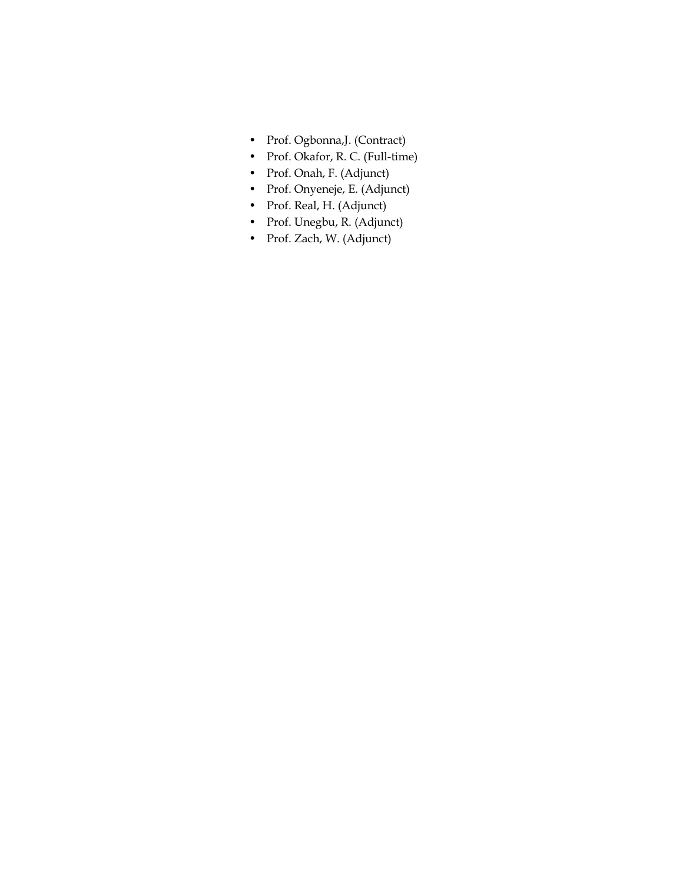- Prof. Ogbonna,J. (Contract)
- Prof. Okafor, R. C. (Full-time)
- Prof. Onah, F. (Adjunct)
- Prof. Onyeneje, E. (Adjunct)
- Prof. Real, H. (Adjunct)
- Prof. Unegbu, R. (Adjunct)
- Prof. Zach, W. (Adjunct)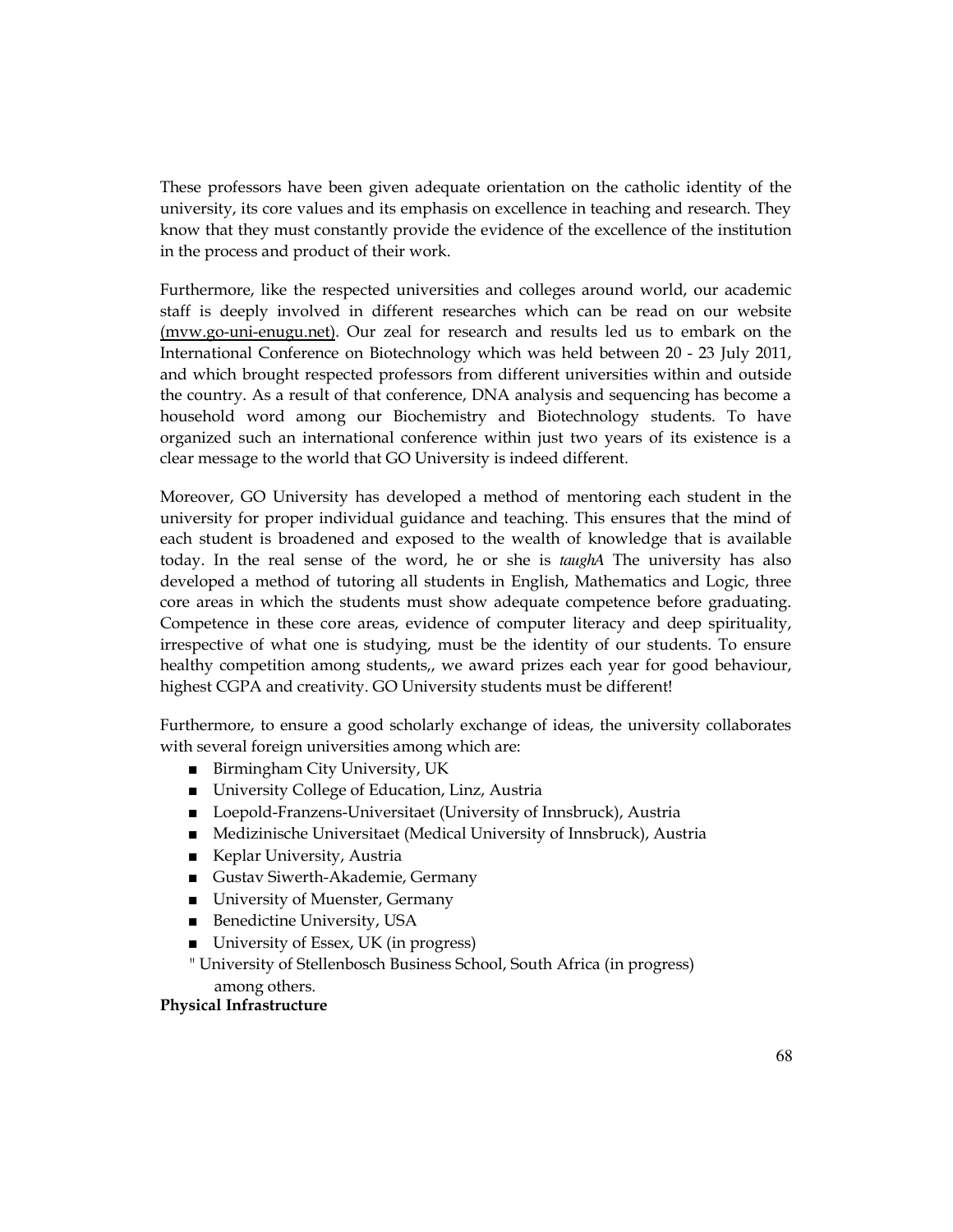These professors have been given adequate orientation on the catholic identity of the university, its core values and its emphasis on excellence in teaching and research. They know that they must constantly provide the evidence of the excellence of the institution in the process and product of their work.

Furthermore, like the respected universities and colleges around world, our academic staff is deeply involved in different researches which can be read on our website (mvw.go-uni-enugu.net). Our zeal for research and results led us to embark on the International Conference on Biotechnology which was held between 20 - 23 July 2011, and which brought respected professors from different universities within and outside the country. As a result of that conference, DNA analysis and sequencing has become a household word among our Biochemistry and Biotechnology students. To have organized such an international conference within just two years of its existence is a clear message to the world that GO University is indeed different.

Moreover, GO University has developed a method of mentoring each student in the university for proper individual guidance and teaching. This ensures that the mind of each student is broadened and exposed to the wealth of knowledge that is available today. In the real sense of the word, he or she is *taughA* The university has also developed a method of tutoring all students in English, Mathematics and Logic, three core areas in which the students must show adequate competence before graduating. Competence in these core areas, evidence of computer literacy and deep spirituality, irrespective of what one is studying, must be the identity of our students. To ensure healthy competition among students,, we award prizes each year for good behaviour, highest CGPA and creativity. GO University students must be different!

Furthermore, to ensure a good scholarly exchange of ideas, the university collaborates with several foreign universities among which are:

- Birmingham City University, UK
- University College of Education, Linz, Austria
- Loepold-Franzens-Universitaet (University of Innsbruck), Austria
- Medizinische Universitaet (Medical University of Innsbruck), Austria
- Keplar University, Austria
- Gustav Siwerth-Akademie, Germany
- University of Muenster, Germany
- Benedictine University, USA
- University of Essex, UK (in progress)
- University of Stellenbosch Business School, South Africa (in progress)

among others.

**Physical Infrastructure**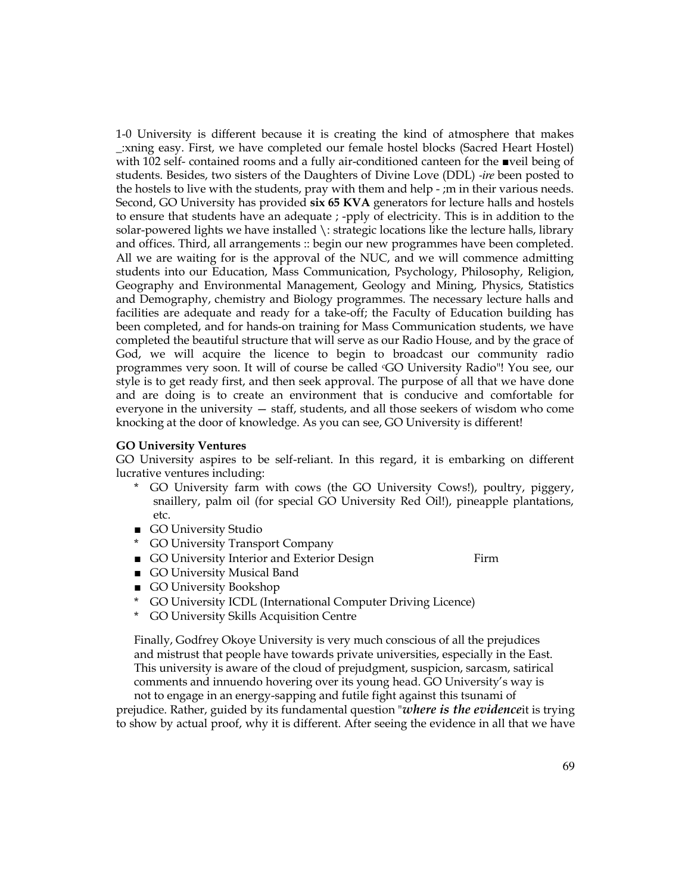1-0 University is different because it is creating the kind of atmosphere that makes _:xning easy. First, we have completed our female hostel blocks (Sacred Heart Hostel) with 102 self- contained rooms and a fully air-conditioned canteen for the ■veil being of students. Besides, two sisters of the Daughters of Divine Love (DDL) *-ire* been posted to the hostels to live with the students, pray with them and help - ;m in their various needs. Second, GO University has provided **six 65 KVA** generators for lecture halls and hostels to ensure that students have an adequate ; -pply of electricity. This is in addition to the solar-powered lights we have installed \: strategic locations like the lecture halls, library and offices. Third, all arrangements :: begin our new programmes have been completed. All we are waiting for is the approval of the NUC, and we will commence admitting students into our Education, Mass Communication, Psychology, Philosophy, Religion, Geography and Environmental Management, Geology and Mining, Physics, Statistics and Demography, chemistry and Biology programmes. The necessary lecture halls and facilities are adequate and ready for a take-off; the Faculty of Education building has been completed, and for hands-on training for Mass Communication students, we have completed the beautiful structure that will serve as our Radio House, and by the grace of God, we will acquire the licence to begin to broadcast our community radio programmes very soon. It will of course be called "GO University Radio"! You see, our style is to get ready first, and then seek approval. The purpose of all that we have done and are doing is to create an environment that is conducive and comfortable for everyone in the university — staff, students, and all those seekers of wisdom who come knocking at the door of knowledge. As you can see, GO University is different!

**GO University Ventures**

GO University aspires to be self-reliant. In this regard, it is embarking on different lucrative ventures including:

- GO University farm with cows (the GO University Cows!), poultry, piggery, snaillery, palm oil (for special GO University Red Oil!), pineapple plantations, etc.
- GO University Studio
- GO University Transport Company
- GO University Interior and Exterior Design Firm
- GO University Musical Band
- GO University Bookshop
- GO University ICDL (International Computer Driving Licence)
- GO University Skills Acquisition Centre

Finally, Godfrey Okoye University is very much conscious of all the prejudices and mistrust that people have towards private universities, especially in the East. This university is aware of the cloud of prejudgment, suspicion, sarcasm, satirical comments and innuendo hovering over its young head. GO University's way is not to engage in an energy-sapping and futile fight against this tsunami of prejudice. Rather, guided by its fundamental question "***where is the evidence***it is trying to show by actual proof, why it is different. After seeing the evidence in all that we have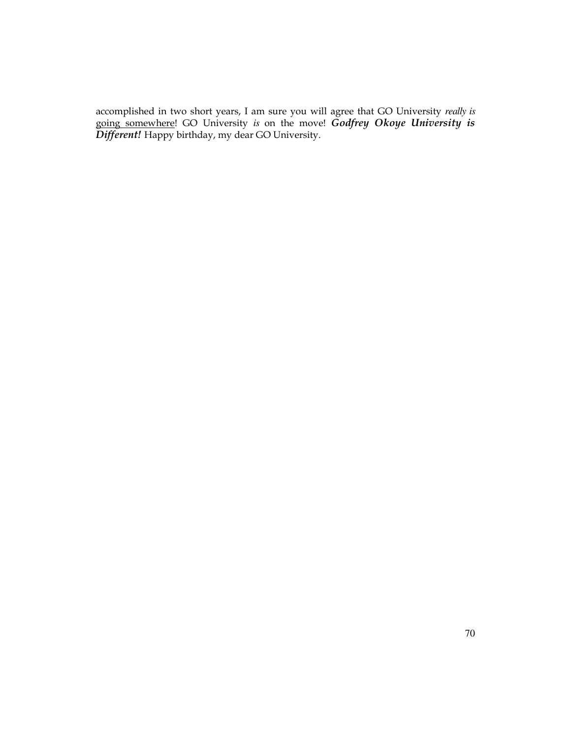accomplished in two short years, I am sure you will agree that GO University *really is* <u>going somewhere</u>! GO University *is* on the move! ***Godfrey Okoye University is Different!*** Happy birthday, my dear GO University.